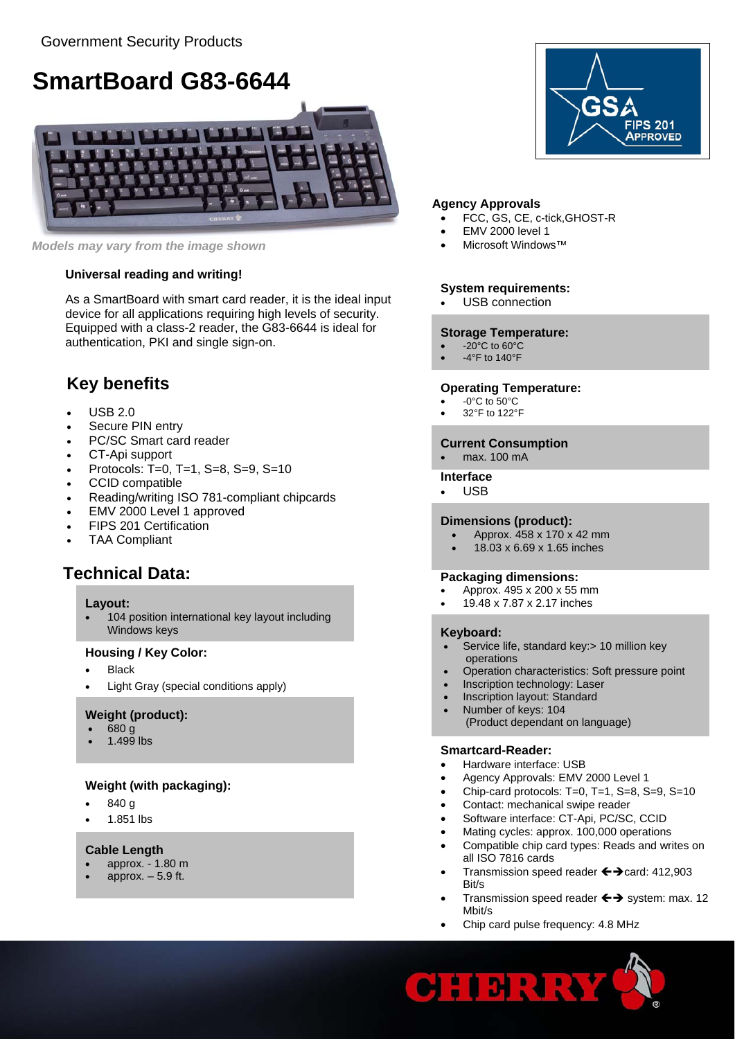Government Security Products

# SmartBoard G83-6644

*Models may vary from the image shown*

**Universal reading and writing!**

As a SmartBoard with smart card reader, it is the ideal input device for all applications requiring high levels of security. Equipped with a class-2 reader, the G83-6644 is ideal for authentication, PKI and single sign-on.

## Key benefits

- USB 2.0
- Secure PIN entry
- PC/SC Smart card reader
- CT-Api support
- Protocols: T=0, T=1, S=8, S=9, S=10
- CCID compatible
- Reading/writing ISO 781-compliant chipcards
- EMV 2000 Level 1 approved
- FIPS 201 Certification
- TAA Compliant

## Technical Data:

**Layout:**
- 104 position international key layout including Windows keys

**Housing / Key Color:**
- Black
- Light Gray (special conditions apply)

**Weight (product):**
- 680 g
- 1.499 lbs

**Weight (with packaging):**
- 840 g
- 1.851 lbs

**Cable Length**
- approx. - 1.80 m
- approx. – 5.9 ft.

GSA FIPS 201 APPROVED

**Agency Approvals**
- FCC, GS, CE, c-tick,GHOST-R
- EMV 2000 level 1
- Microsoft Windows™

**System requirements:**
- USB connection

**Storage Temperature:**
- -20°C to 60°C
- -4°F to 140°F

**Operating Temperature:**
- -0°C to 50°C
- 32°F to 122°F

**Current Consumption**
- max. 100 mA

**Interface**
- USB

**Dimensions (product):**
- Approx. 458 x 170 x 42 mm
- 18.03 x 6.69 x 1.65 inches

**Packaging dimensions:**
- Approx. 495 x 200 x 55 mm
- 19.48 x 7.87 x 2.17 inches

**Keyboard:**
- Service life, standard key:> 10 million key operations
- Operation characteristics: Soft pressure point
- Inscription technology: Laser
- Inscription layout: Standard
- Number of keys: 104 (Product dependant on language)

**Smartcard-Reader:**
- Hardware interface: USB
- Agency Approvals: EMV 2000 Level 1
- Chip-card protocols: T=0, T=1, S=8, S=9, S=10
- Contact: mechanical swipe reader
- Software interface: CT-Api, PC/SC, CCID
- Mating cycles: approx. 100,000 operations
- Compatible chip card types: Reads and writes on all ISO 7816 cards
- Transmission speed reader ←→card: 412,903 Bit/s
- Transmission speed reader ←→ system: max. 12 Mbit/s
- Chip card pulse frequency: 4.8 MHz

CHERRY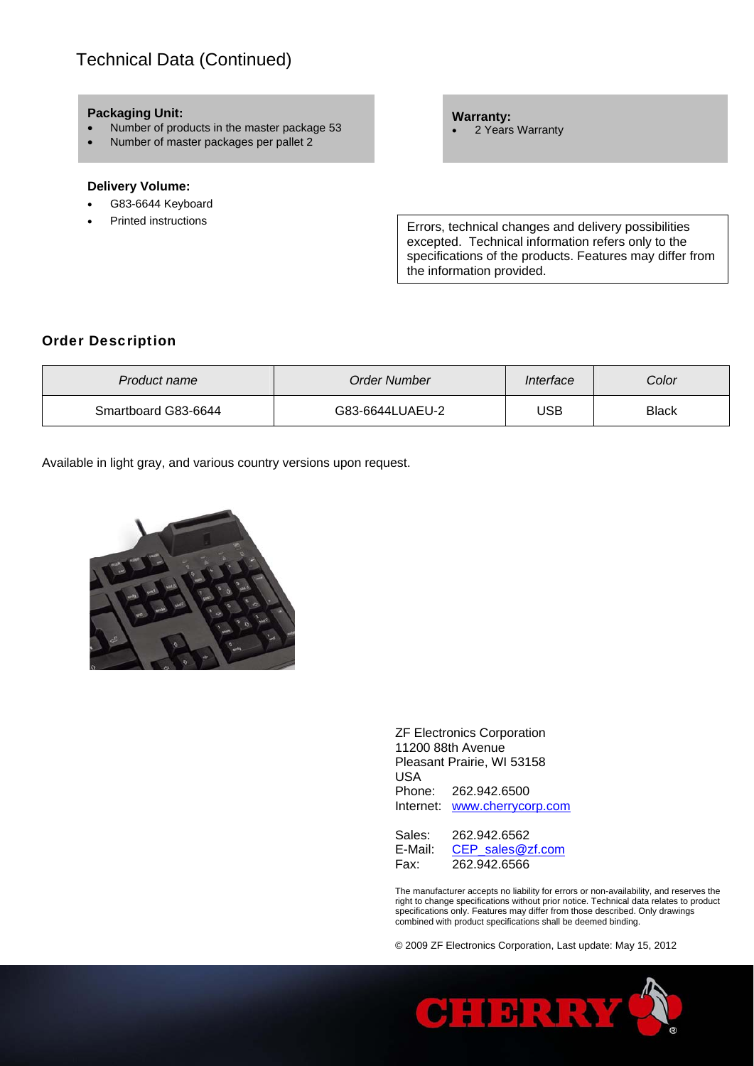# Technical Data (Continued)

**Packaging Unit:**

- Number of products in the master package 53
- Number of master packages per pallet 2

**Warranty:**

- 2 Years Warranty

**Delivery Volume:**

- G83-6644 Keyboard
- Printed instructions

Errors, technical changes and delivery possibilities excepted. Technical information refers only to the specifications of the products. Features may differ from the information provided.

## Order Description

| *Product name* | *Order Number* | *Interface* | *Color* |
|---|---|---|---|
| Smartboard G83-6644 | G83-6644LUAEU-2 | USB | Black |

Available in light gray, and various country versions upon request.

ZF Electronics Corporation
11200 88th Avenue
Pleasant Prairie, WI 53158
USA
Phone: 262.942.6500
Internet: www.cherrycorp.com

Sales: 262.942.6562
E-Mail: CEP_sales@zf.com
Fax: 262.942.6566

The manufacturer accepts no liability for errors or non-availability, and reserves the right to change specifications without prior notice. Technical data relates to product specifications only. Features may differ from those described. Only drawings combined with product specifications shall be deemed binding.

© 2009 ZF Electronics Corporation, Last update: May 15, 2012

CHERRY®